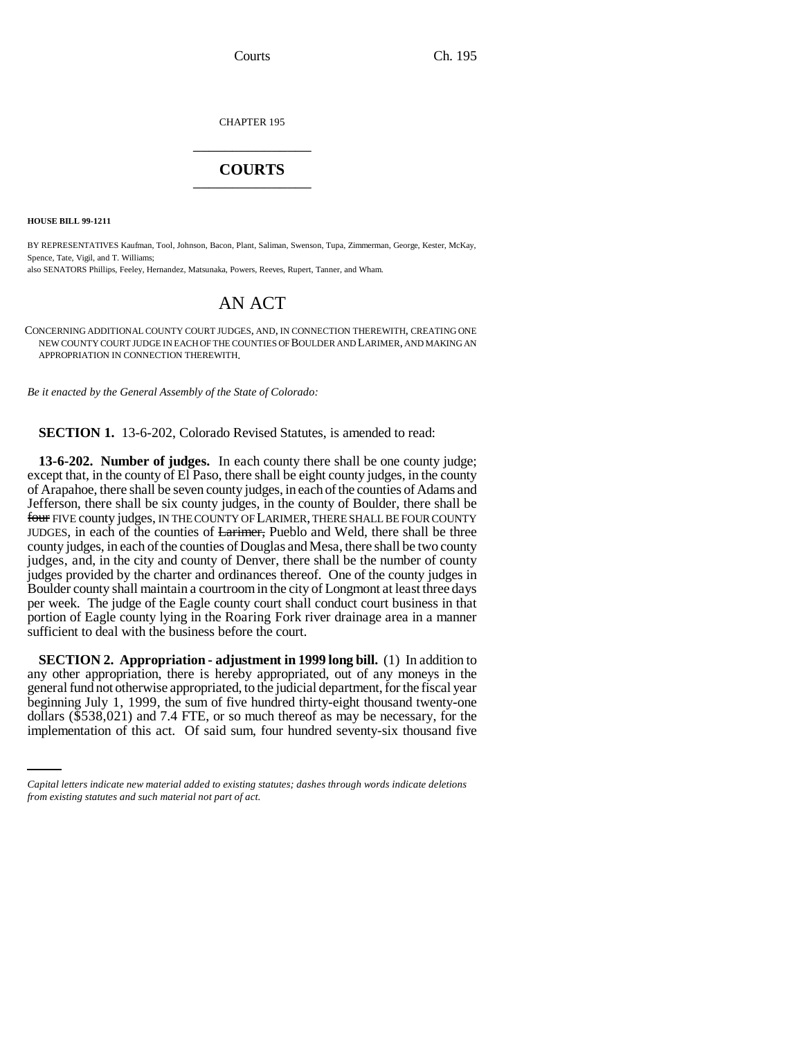CHAPTER 195

# COURTS

**HOUSE BILL 99-1211**

BY REPRESENTATIVES Kaufman, Tool, Johnson, Bacon, Plant, Saliman, Swenson, Tupa, Zimmerman, George, Kester, McKay, Spence, Tate, Vigil, and T. Williams;

also SENATORS Phillips, Feeley, Hernandez, Matsunaka, Powers, Reeves, Rupert, Tanner, and Wham.

# AN ACT

CONCERNING ADDITIONAL COUNTY COURT JUDGES, AND, IN CONNECTION THEREWITH, CREATING ONE NEW COUNTY COURT JUDGE IN EACH OF THE COUNTIES OF BOULDER AND LARIMER, AND MAKING AN APPROPRIATION IN CONNECTION THEREWITH.

*Be it enacted by the General Assembly of the State of Colorado:*

**SECTION 1.** 13-6-202, Colorado Revised Statutes, is amended to read:

**13-6-202. Number of judges.** In each county there shall be one county judge; except that, in the county of El Paso, there shall be eight county judges, in the county of Arapahoe, there shall be seven county judges, in each of the counties of Adams and Jefferson, there shall be six county judges, in the county of Boulder, there shall be ~~four~~ FIVE county judges, IN THE COUNTY OF LARIMER, THERE SHALL BE FOUR COUNTY JUDGES, in each of the counties of ~~Larimer,~~ Pueblo and Weld, there shall be three county judges, in each of the counties of Douglas and Mesa, there shall be two county judges, and, in the city and county of Denver, there shall be the number of county judges provided by the charter and ordinances thereof. One of the county judges in Boulder county shall maintain a courtroom in the city of Longmont at least three days per week. The judge of the Eagle county court shall conduct court business in that portion of Eagle county lying in the Roaring Fork river drainage area in a manner sufficient to deal with the business before the court.

**SECTION 2. Appropriation - adjustment in 1999 long bill.** (1) In addition to any other appropriation, there is hereby appropriated, out of any moneys in the general fund not otherwise appropriated, to the judicial department, for the fiscal year beginning July 1, 1999, the sum of five hundred thirty-eight thousand twenty-one dollars ($538,021) and 7.4 FTE, or so much thereof as may be necessary, for the implementation of this act. Of said sum, four hundred seventy-six thousand five

*Capital letters indicate new material added to existing statutes; dashes through words indicate deletions from existing statutes and such material not part of act.*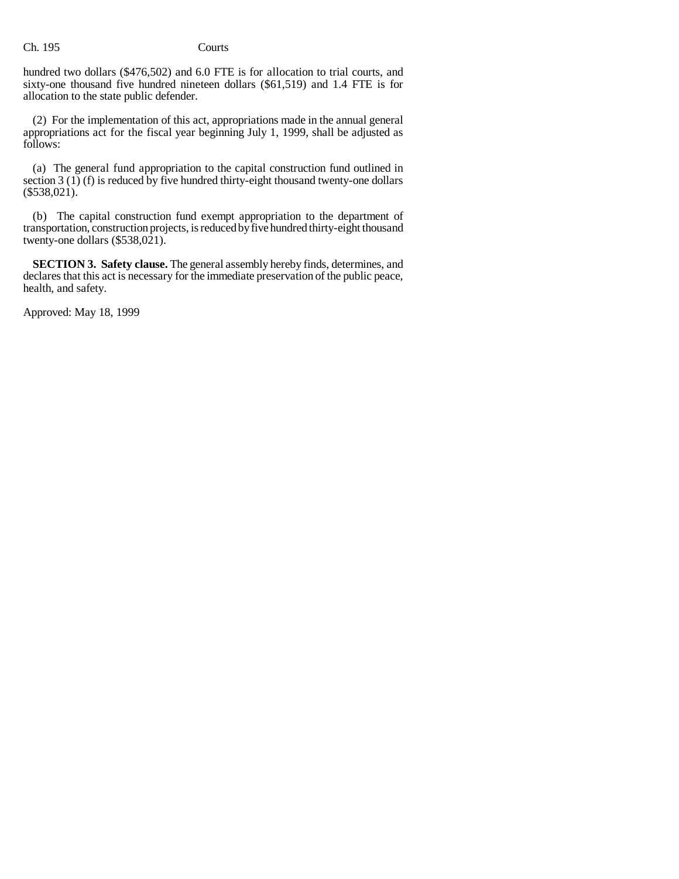hundred two dollars ($476,502) and 6.0 FTE is for allocation to trial courts, and sixty-one thousand five hundred nineteen dollars ($61,519) and 1.4 FTE is for allocation to the state public defender.

(2) For the implementation of this act, appropriations made in the annual general appropriations act for the fiscal year beginning July 1, 1999, shall be adjusted as follows:

(a) The general fund appropriation to the capital construction fund outlined in section 3 (1) (f) is reduced by five hundred thirty-eight thousand twenty-one dollars ($538,021).

(b) The capital construction fund exempt appropriation to the department of transportation, construction projects, is reduced by five hundred thirty-eight thousand twenty-one dollars ($538,021).

**SECTION 3. Safety clause.** The general assembly hereby finds, determines, and declares that this act is necessary for the immediate preservation of the public peace, health, and safety.

Approved: May 18, 1999